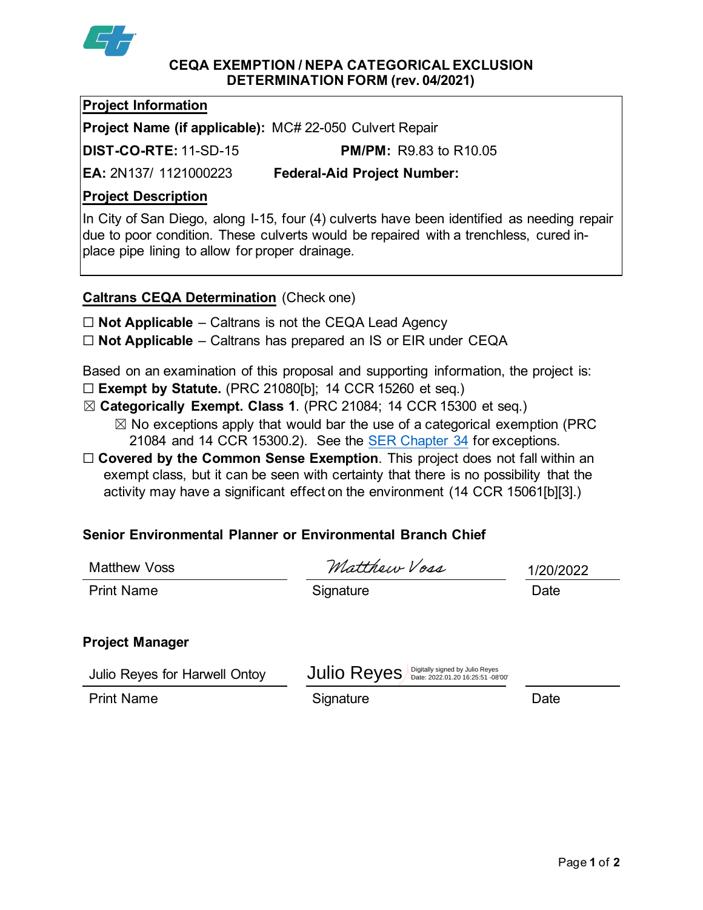# CEQA EXEMPTION / NEPA CATEGORICAL EXCLUSION DETERMINATION FORM (rev. 04/2021)

**Project Information**

**Project Name (if applicable):** MC# 22-050 Culvert Repair

**DIST-CO-RTE:** 11-SD-15 **PM/PM:** R9.83 to R10.05

**EA:** 2N137/ 1121000223 **Federal-Aid Project Number:**

**Project Description**

In City of San Diego, along I-15, four (4) culverts have been identified as needing repair due to poor condition. These culverts would be repaired with a trenchless, cured in-place pipe lining to allow for proper drainage.

**Caltrans CEQA Determination** (Check one)

☐ **Not Applicable** – Caltrans is not the CEQA Lead Agency
☐ **Not Applicable** – Caltrans has prepared an IS or EIR under CEQA

Based on an examination of this proposal and supporting information, the project is:

☐ **Exempt by Statute.** (PRC 21080[b]; 14 CCR 15260 et seq.)
☒ **Categorically Exempt. Class 1**. (PRC 21084; 14 CCR 15300 et seq.)
  ☒ No exceptions apply that would bar the use of a categorical exemption (PRC 21084 and 14 CCR 15300.2). See the SER Chapter 34 for exceptions.
☐ **Covered by the Common Sense Exemption**. This project does not fall within an exempt class, but it can be seen with certainty that there is no possibility that the activity may have a significant effect on the environment (14 CCR 15061[b][3].)

**Senior Environmental Planner or Environmental Branch Chief**

| Matthew Voss | Matthew Voss | 1/20/2022 |
|---|---|---|
| Print Name | Signature | Date |

**Project Manager**

| Julio Reyes for Harwell Ontoy | Julio Reyes (Digitally signed by Julio Reyes Date: 2022.01.20 16:25:51 -08'00') | |
|---|---|---|
| Print Name | Signature | Date |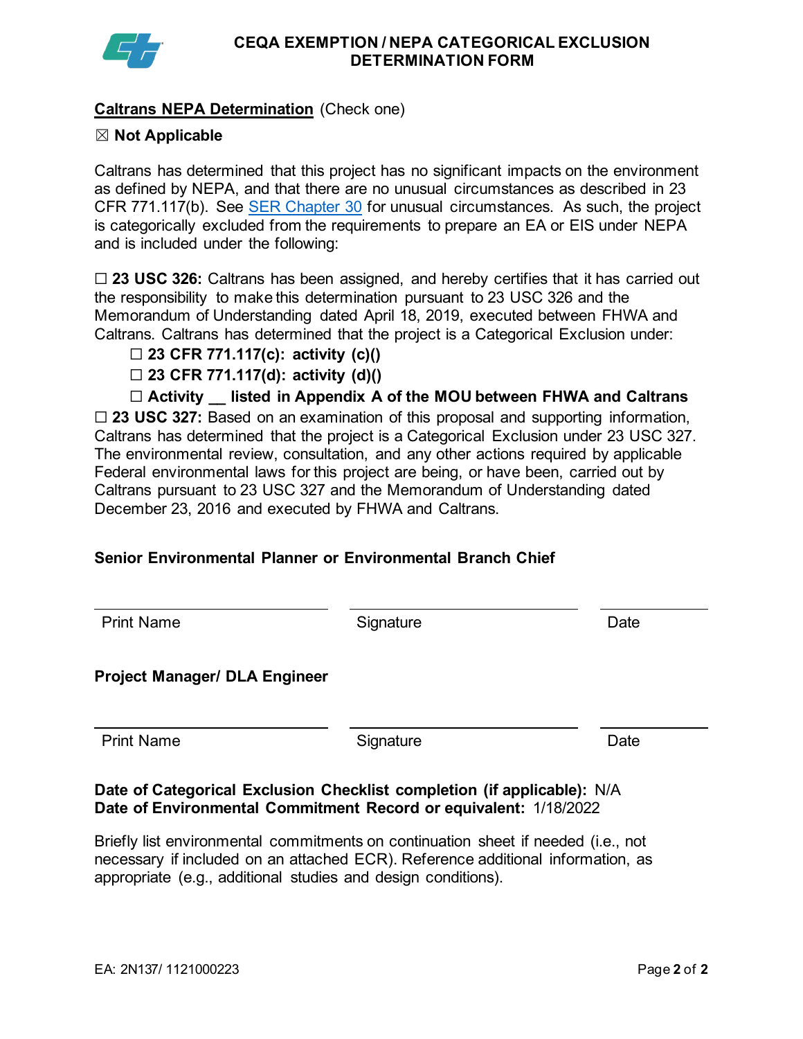# CEQA EXEMPTION / NEPA CATEGORICAL EXCLUSION DETERMINATION FORM

**Caltrans NEPA Determination** (Check one)

☒ **Not Applicable**

Caltrans has determined that this project has no significant impacts on the environment as defined by NEPA, and that there are no unusual circumstances as described in 23 CFR 771.117(b). See SER Chapter 30 for unusual circumstances. As such, the project is categorically excluded from the requirements to prepare an EA or EIS under NEPA and is included under the following:

☐ **23 USC 326:** Caltrans has been assigned, and hereby certifies that it has carried out the responsibility to make this determination pursuant to 23 USC 326 and the Memorandum of Understanding dated April 18, 2019, executed between FHWA and Caltrans. Caltrans has determined that the project is a Categorical Exclusion under:

- ☐ **23 CFR 771.117(c): activity (c)()**
- ☐ **23 CFR 771.117(d): activity (d)()**
- ☐ **Activity __ listed in Appendix A of the MOU between FHWA and Caltrans**

☐ **23 USC 327:** Based on an examination of this proposal and supporting information, Caltrans has determined that the project is a Categorical Exclusion under 23 USC 327. The environmental review, consultation, and any other actions required by applicable Federal environmental laws for this project are being, or have been, carried out by Caltrans pursuant to 23 USC 327 and the Memorandum of Understanding dated December 23, 2016 and executed by FHWA and Caltrans.

**Senior Environmental Planner or Environmental Branch Chief**

| Print Name | Signature | Date |
|---|---|---|

**Project Manager/ DLA Engineer**

| Print Name | Signature | Date |
|---|---|---|

**Date of Categorical Exclusion Checklist completion (if applicable):** N/A
**Date of Environmental Commitment Record or equivalent:** 1/18/2022

Briefly list environmental commitments on continuation sheet if needed (i.e., not necessary if included on an attached ECR). Reference additional information, as appropriate (e.g., additional studies and design conditions).

EA: 2N137/ 1121000223